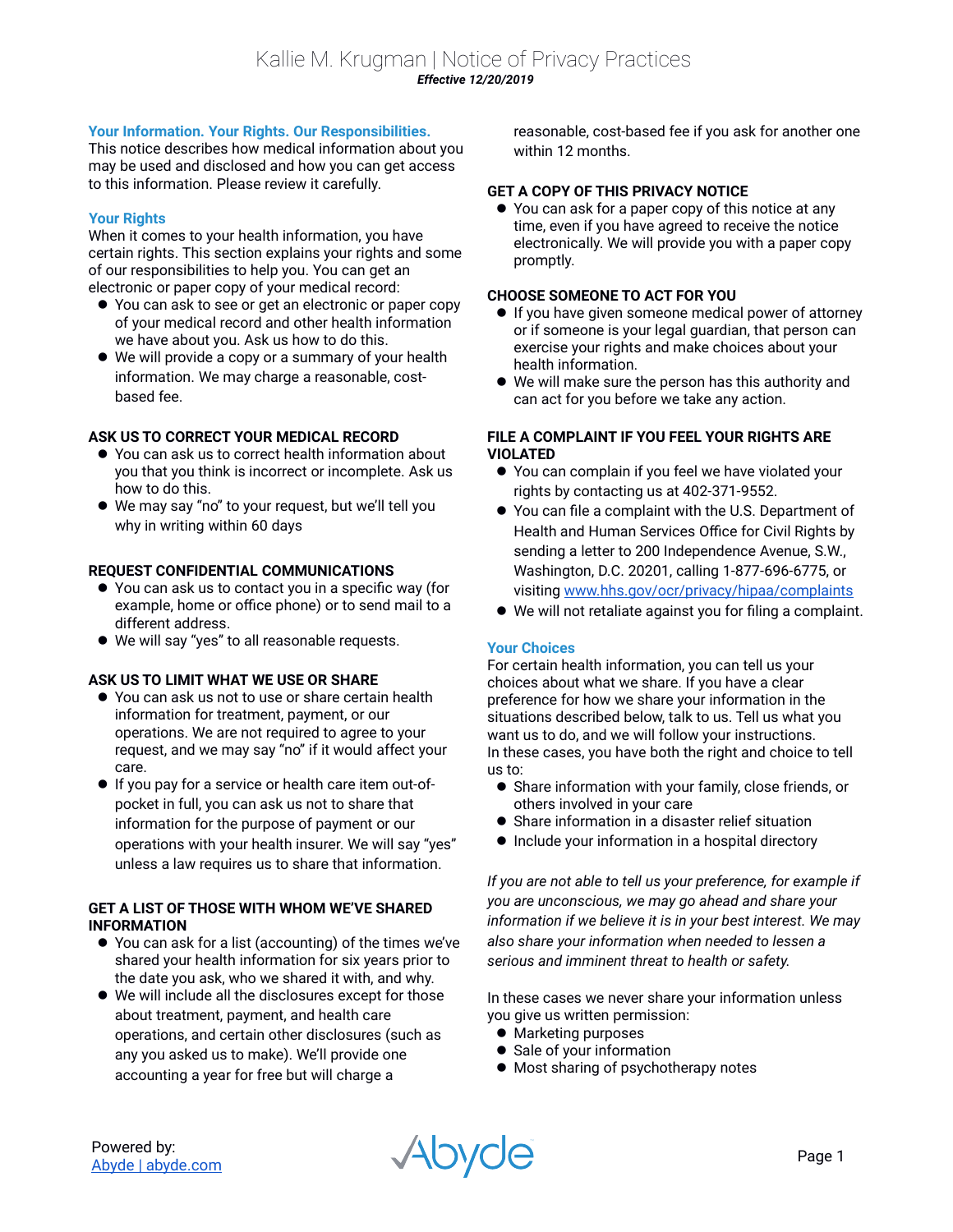# Kallie M. Krugman | Notice of Privacy Practices

***Effective 12/20/2019***

## Your Information. Your Rights. Our Responsibilities.

This notice describes how medical information about you may be used and disclosed and how you can get access to this information. Please review it carefully.

## Your Rights

When it comes to your health information, you have certain rights. This section explains your rights and some of our responsibilities to help you. You can get an electronic or paper copy of your medical record:

- You can ask to see or get an electronic or paper copy of your medical record and other health information we have about you. Ask us how to do this.
- We will provide a copy or a summary of your health information. We may charge a reasonable, cost-based fee.

**ASK US TO CORRECT YOUR MEDICAL RECORD**

- You can ask us to correct health information about you that you think is incorrect or incomplete. Ask us how to do this.
- We may say "no" to your request, but we'll tell you why in writing within 60 days

**REQUEST CONFIDENTIAL COMMUNICATIONS**

- You can ask us to contact you in a specific way (for example, home or office phone) or to send mail to a different address.
- We will say "yes" to all reasonable requests.

**ASK US TO LIMIT WHAT WE USE OR SHARE**

- You can ask us not to use or share certain health information for treatment, payment, or our operations. We are not required to agree to your request, and we may say "no" if it would affect your care.
- If you pay for a service or health care item out-of-pocket in full, you can ask us not to share that information for the purpose of payment or our operations with your health insurer. We will say "yes" unless a law requires us to share that information.

**GET A LIST OF THOSE WITH WHOM WE'VE SHARED INFORMATION**

- You can ask for a list (accounting) of the times we've shared your health information for six years prior to the date you ask, who we shared it with, and why.
- We will include all the disclosures except for those about treatment, payment, and health care operations, and certain other disclosures (such as any you asked us to make). We'll provide one accounting a year for free but will charge a reasonable, cost-based fee if you ask for another one within 12 months.

**GET A COPY OF THIS PRIVACY NOTICE**

- You can ask for a paper copy of this notice at any time, even if you have agreed to receive the notice electronically. We will provide you with a paper copy promptly.

**CHOOSE SOMEONE TO ACT FOR YOU**

- If you have given someone medical power of attorney or if someone is your legal guardian, that person can exercise your rights and make choices about your health information.
- We will make sure the person has this authority and can act for you before we take any action.

**FILE A COMPLAINT IF YOU FEEL YOUR RIGHTS ARE VIOLATED**

- You can complain if you feel we have violated your rights by contacting us at 402-371-9552.
- You can file a complaint with the U.S. Department of Health and Human Services Office for Civil Rights by sending a letter to 200 Independence Avenue, S.W., Washington, D.C. 20201, calling 1-877-696-6775, or visiting [www.hhs.gov/ocr/privacy/hipaa/complaints](www.hhs.gov/ocr/privacy/hipaa/complaints)
- We will not retaliate against you for filing a complaint.

## Your Choices

For certain health information, you can tell us your choices about what we share. If you have a clear preference for how we share your information in the situations described below, talk to us. Tell us what you want us to do, and we will follow your instructions.
In these cases, you have both the right and choice to tell us to:

- Share information with your family, close friends, or others involved in your care
- Share information in a disaster relief situation
- Include your information in a hospital directory

*If you are not able to tell us your preference, for example if you are unconscious, we may go ahead and share your information if we believe it is in your best interest. We may also share your information when needed to lessen a serious and imminent threat to health or safety.*

In these cases we never share your information unless you give us written permission:

- Marketing purposes
- Sale of your information
- Most sharing of psychotherapy notes

Powered by:
[Abyde | abyde.com](abyde.com)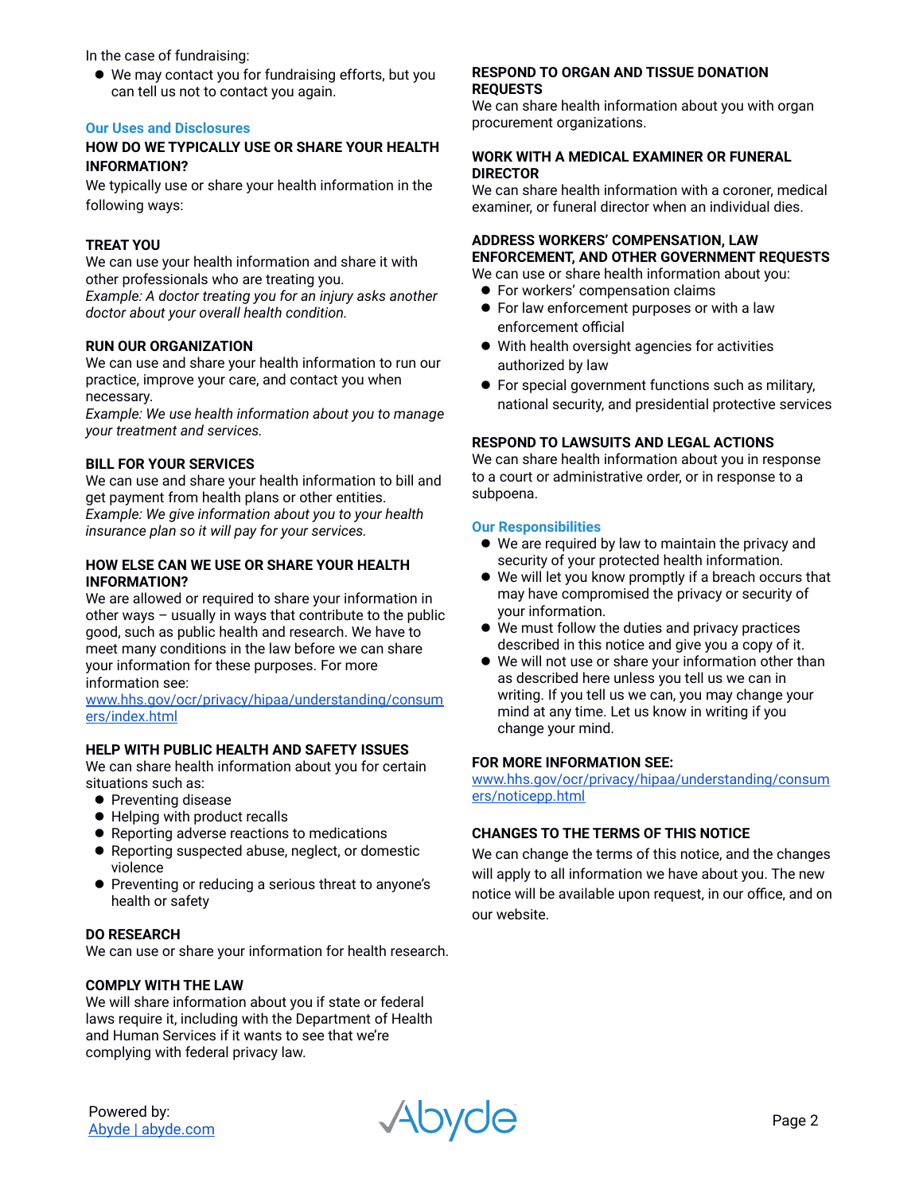In the case of fundraising:

- We may contact you for fundraising efforts, but you can tell us not to contact you again.

## Our Uses and Disclosures

### HOW DO WE TYPICALLY USE OR SHARE YOUR HEALTH INFORMATION?

We typically use or share your health information in the following ways:

**TREAT YOU**

We can use your health information and share it with other professionals who are treating you.
*Example: A doctor treating you for an injury asks another doctor about your overall health condition.*

**RUN OUR ORGANIZATION**

We can use and share your health information to run our practice, improve your care, and contact you when necessary.
*Example: We use health information about you to manage your treatment and services.*

**BILL FOR YOUR SERVICES**

We can use and share your health information to bill and get payment from health plans or other entities.
*Example: We give information about you to your health insurance plan so it will pay for your services.*

### HOW ELSE CAN WE USE OR SHARE YOUR HEALTH INFORMATION?

We are allowed or required to share your information in other ways – usually in ways that contribute to the public good, such as public health and research. We have to meet many conditions in the law before we can share your information for these purposes. For more information see: [www.hhs.gov/ocr/privacy/hipaa/understanding/consumers/index.html](http://www.hhs.gov/ocr/privacy/hipaa/understanding/consumers/index.html)

**HELP WITH PUBLIC HEALTH AND SAFETY ISSUES**

We can share health information about you for certain situations such as:

- Preventing disease
- Helping with product recalls
- Reporting adverse reactions to medications
- Reporting suspected abuse, neglect, or domestic violence
- Preventing or reducing a serious threat to anyone's health or safety

**DO RESEARCH**

We can use or share your information for health research.

**COMPLY WITH THE LAW**

We will share information about you if state or federal laws require it, including with the Department of Health and Human Services if it wants to see that we're complying with federal privacy law.

**RESPOND TO ORGAN AND TISSUE DONATION REQUESTS**

We can share health information about you with organ procurement organizations.

**WORK WITH A MEDICAL EXAMINER OR FUNERAL DIRECTOR**

We can share health information with a coroner, medical examiner, or funeral director when an individual dies.

**ADDRESS WORKERS' COMPENSATION, LAW ENFORCEMENT, AND OTHER GOVERNMENT REQUESTS**

We can use or share health information about you:

- For workers' compensation claims
- For law enforcement purposes or with a law enforcement official
- With health oversight agencies for activities authorized by law
- For special government functions such as military, national security, and presidential protective services

**RESPOND TO LAWSUITS AND LEGAL ACTIONS**

We can share health information about you in response to a court or administrative order, or in response to a subpoena.

## Our Responsibilities

- We are required by law to maintain the privacy and security of your protected health information.
- We will let you know promptly if a breach occurs that may have compromised the privacy or security of your information.
- We must follow the duties and privacy practices described in this notice and give you a copy of it.
- We will not use or share your information other than as described here unless you tell us we can in writing. If you tell us we can, you may change your mind at any time. Let us know in writing if you change your mind.

**FOR MORE INFORMATION SEE:**
[www.hhs.gov/ocr/privacy/hipaa/understanding/consumers/noticepp.html](http://www.hhs.gov/ocr/privacy/hipaa/understanding/consumers/noticepp.html)

**CHANGES TO THE TERMS OF THIS NOTICE**

We can change the terms of this notice, and the changes will apply to all information we have about you. The new notice will be available upon request, in our office, and on our website.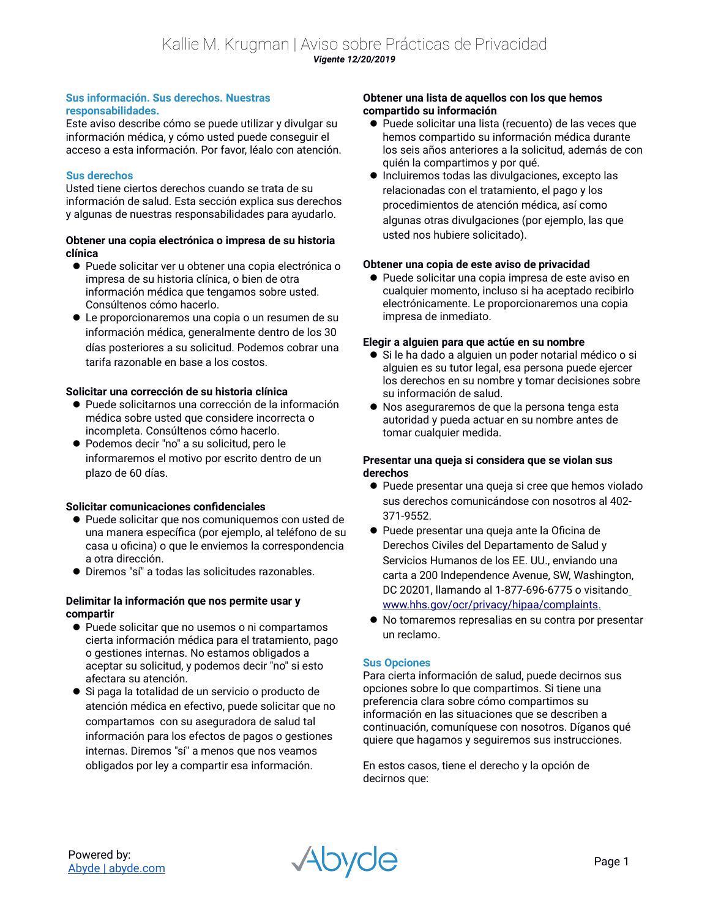# Kallie M. Krugman | Aviso sobre Prácticas de Privacidad

***Vigente 12/20/2019***

## Sus información. Sus derechos. Nuestras responsabilidades.

Este aviso describe cómo se puede utilizar y divulgar su información médica, y cómo usted puede conseguir el acceso a esta información. Por favor, léalo con atención.

## Sus derechos

Usted tiene ciertos derechos cuando se trata de su información de salud. Esta sección explica sus derechos y algunas de nuestras responsabilidades para ayudarlo.

### Obtener una copia electrónica o impresa de su historia clínica

- Puede solicitar ver u obtener una copia electrónica o impresa de su historia clínica, o bien de otra información médica que tengamos sobre usted. Consúltenos cómo hacerlo.
- Le proporcionaremos una copia o un resumen de su información médica, generalmente dentro de los 30 días posteriores a su solicitud. Podemos cobrar una tarifa razonable en base a los costos.

### Solicitar una corrección de su historia clínica

- Puede solicitarnos una corrección de la información médica sobre usted que considere incorrecta o incompleta. Consúltenos cómo hacerlo.
- Podemos decir "no" a su solicitud, pero le informaremos el motivo por escrito dentro de un plazo de 60 días.

### Solicitar comunicaciones confidenciales

- Puede solicitar que nos comuniquemos con usted de una manera específica (por ejemplo, al teléfono de su casa u oficina) o que le enviemos la correspondencia a otra dirección.
- Diremos "sí" a todas las solicitudes razonables.

### Delimitar la información que nos permite usar y compartir

- Puede solicitar que no usemos o ni compartamos cierta información médica para el tratamiento, pago o gestiones internas. No estamos obligados a aceptar su solicitud, y podemos decir "no" si esto afectara su atención.
- Si paga la totalidad de un servicio o producto de atención médica en efectivo, puede solicitar que no compartamos con su aseguradora de salud tal información para los efectos de pagos o gestiones internas. Diremos "sí" a menos que nos veamos obligados por ley a compartir esa información.

### Obtener una lista de aquellos con los que hemos compartido su información

- Puede solicitar una lista (recuento) de las veces que hemos compartido su información médica durante los seis años anteriores a la solicitud, además de con quién la compartimos y por qué.
- Incluiremos todas las divulgaciones, excepto las relacionadas con el tratamiento, el pago y los procedimientos de atención médica, así como algunas otras divulgaciones (por ejemplo, las que usted nos hubiere solicitado).

### Obtener una copia de este aviso de privacidad

- Puede solicitar una copia impresa de este aviso en cualquier momento, incluso si ha aceptado recibirlo electrónicamente. Le proporcionaremos una copia impresa de inmediato.

### Elegir a alguien para que actúe en su nombre

- Si le ha dado a alguien un poder notarial médico o si alguien es su tutor legal, esa persona puede ejercer los derechos en su nombre y tomar decisiones sobre su información de salud.
- Nos aseguraremos de que la persona tenga esta autoridad y pueda actuar en su nombre antes de tomar cualquier medida.

### Presentar una queja si considera que se violan sus derechos

- Puede presentar una queja si cree que hemos violado sus derechos comunicándose con nosotros al 402-371-9552.
- Puede presentar una queja ante la Oficina de Derechos Civiles del Departamento de Salud y Servicios Humanos de los EE. UU., enviando una carta a 200 Independence Avenue, SW, Washington, DC 20201, llamando al 1-877-696-6775 o visitando [www.hhs.gov/ocr/privacy/hipaa/complaints](http://www.hhs.gov/ocr/privacy/hipaa/complaints).
- No tomaremos represalias en su contra por presentar un reclamo.

## Sus Opciones

Para cierta información de salud, puede decirnos sus opciones sobre lo que compartimos. Si tiene una preferencia clara sobre cómo compartimos su información en las situaciones que se describen a continuación, comuníquese con nosotros. Díganos qué quiere que hagamos y seguiremos sus instrucciones.

En estos casos, tiene el derecho y la opción de decirnos que: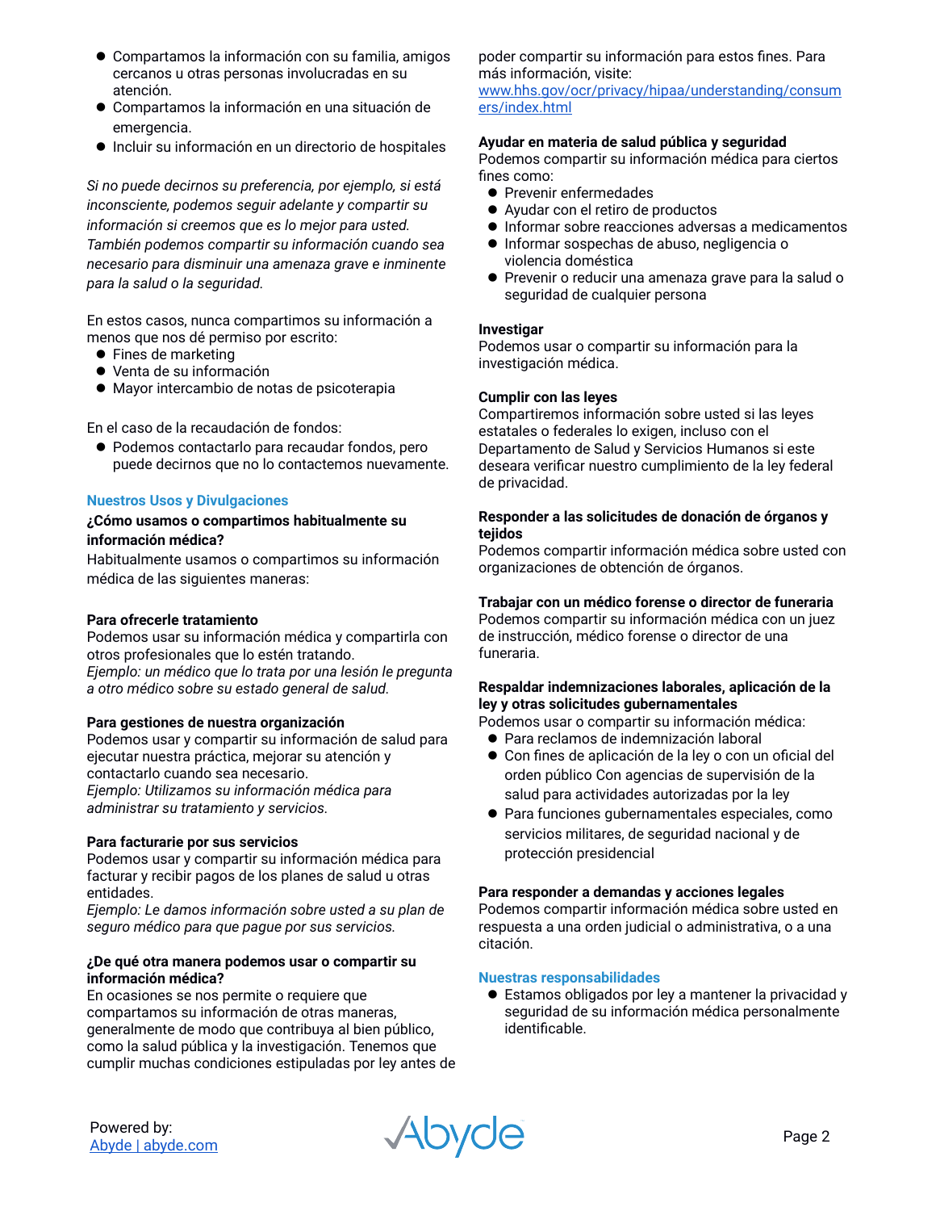- Compartamos la información con su familia, amigos cercanos u otras personas involucradas en su atención.
- Compartamos la información en una situación de emergencia.
- Incluir su información en un directorio de hospitales

*Si no puede decirnos su preferencia, por ejemplo, si está inconsciente, podemos seguir adelante y compartir su información si creemos que es lo mejor para usted. También podemos compartir su información cuando sea necesario para disminuir una amenaza grave e inminente para la salud o la seguridad.*

En estos casos, nunca compartimos su información a menos que nos dé permiso por escrito:

- Fines de marketing
- Venta de su información
- Mayor intercambio de notas de psicoterapia

En el caso de la recaudación de fondos:

- Podemos contactarlo para recaudar fondos, pero puede decirnos que no lo contactemos nuevamente.

## Nuestros Usos y Divulgaciones

**¿Cómo usamos o compartimos habitualmente su información médica?**
Habitualmente usamos o compartimos su información médica de las siguientes maneras:

**Para ofrecerle tratamiento**
Podemos usar su información médica y compartirla con otros profesionales que lo estén tratando.
*Ejemplo: un médico que lo trata por una lesión le pregunta a otro médico sobre su estado general de salud.*

**Para gestiones de nuestra organización**
Podemos usar y compartir su información de salud para ejecutar nuestra práctica, mejorar su atención y contactarlo cuando sea necesario.
*Ejemplo: Utilizamos su información médica para administrar su tratamiento y servicios.*

**Para facturarie por sus servicios**
Podemos usar y compartir su información médica para facturar y recibir pagos de los planes de salud u otras entidades.
*Ejemplo: Le damos información sobre usted a su plan de seguro médico para que pague por sus servicios.*

**¿De qué otra manera podemos usar o compartir su información médica?**
En ocasiones se nos permite o requiere que compartamos su información de otras maneras, generalmente de modo que contribuya al bien público, como la salud pública y la investigación. Tenemos que cumplir muchas condiciones estipuladas por ley antes de poder compartir su información para estos fines. Para más información, visite: [www.hhs.gov/ocr/privacy/hipaa/understanding/consumers/index.html](www.hhs.gov/ocr/privacy/hipaa/understanding/consumers/index.html)

**Ayudar en materia de salud pública y seguridad**
Podemos compartir su información médica para ciertos fines como:

- Prevenir enfermedades
- Ayudar con el retiro de productos
- Informar sobre reacciones adversas a medicamentos
- Informar sospechas de abuso, negligencia o violencia doméstica
- Prevenir o reducir una amenaza grave para la salud o seguridad de cualquier persona

**Investigar**
Podemos usar o compartir su información para la investigación médica.

**Cumplir con las leyes**
Compartiremos información sobre usted si las leyes estatales o federales lo exigen, incluso con el Departamento de Salud y Servicios Humanos si este deseara verificar nuestro cumplimiento de la ley federal de privacidad.

**Responder a las solicitudes de donación de órganos y tejidos**
Podemos compartir información médica sobre usted con organizaciones de obtención de órganos.

**Trabajar con un médico forense o director de funeraria**
Podemos compartir su información médica con un juez de instrucción, médico forense o director de una funeraria.

**Respaldar indemnizaciones laborales, aplicación de la ley y otras solicitudes gubernamentales**
Podemos usar o compartir su información médica:

- Para reclamos de indemnización laboral
- Con fines de aplicación de la ley o con un oficial del orden público Con agencias de supervisión de la salud para actividades autorizadas por la ley
- Para funciones gubernamentales especiales, como servicios militares, de seguridad nacional y de protección presidencial

**Para responder a demandas y acciones legales**
Podemos compartir información médica sobre usted en respuesta a una orden judicial o administrativa, o a una citación.

## Nuestras responsabilidades

- Estamos obligados por ley a mantener la privacidad y seguridad de su información médica personalmente identificable.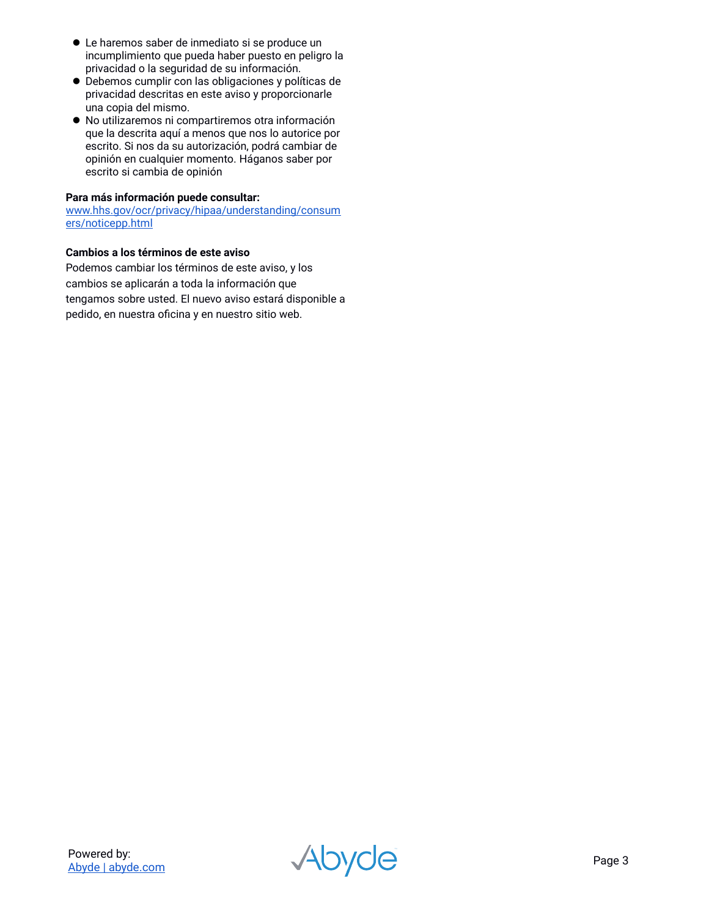- Le haremos saber de inmediato si se produce un incumplimiento que pueda haber puesto en peligro la privacidad o la seguridad de su información.
- Debemos cumplir con las obligaciones y políticas de privacidad descritas en este aviso y proporcionarle una copia del mismo.
- No utilizaremos ni compartiremos otra información que la descrita aquí a menos que nos lo autorice por escrito. Si nos da su autorización, podrá cambiar de opinión en cualquier momento. Háganos saber por escrito si cambia de opinión

**Para más información puede consultar:**
[www.hhs.gov/ocr/privacy/hipaa/understanding/consumers/noticepp.html](www.hhs.gov/ocr/privacy/hipaa/understanding/consumers/noticepp.html)

**Cambios a los términos de este aviso**

Podemos cambiar los términos de este aviso, y los cambios se aplicarán a toda la información que tengamos sobre usted. El nuevo aviso estará disponible a pedido, en nuestra oficina y en nuestro sitio web.